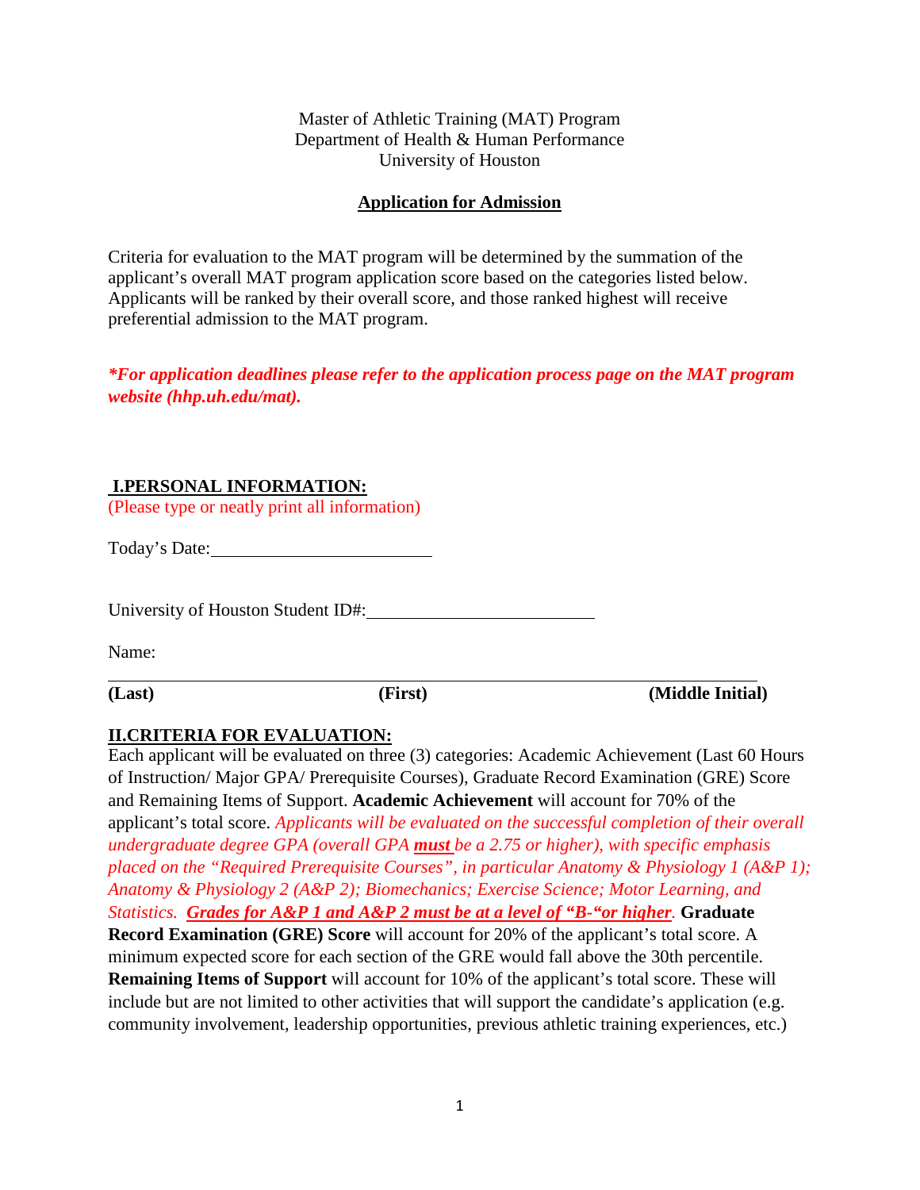Master of Athletic Training (MAT) Program
Department of Health & Human Performance
University of Houston

# Application for Admission

Criteria for evaluation to the MAT program will be determined by the summation of the applicant's overall MAT program application score based on the categories listed below. Applicants will be ranked by their overall score, and those ranked highest will receive preferential admission to the MAT program.

***For application deadlines please refer to the application process page on the MAT program website (hhp.uh.edu/mat).***

## I.PERSONAL INFORMATION:

(Please type or neatly print all information)

Today's Date: ________________________

University of Houston Student ID#: ________________________

Name:

______________________________________________________________________

**(Last)** **(First)** **(Middle Initial)**

## II.CRITERIA FOR EVALUATION:

Each applicant will be evaluated on three (3) categories: Academic Achievement (Last 60 Hours of Instruction/ Major GPA/ Prerequisite Courses), Graduate Record Examination (GRE) Score and Remaining Items of Support. **Academic Achievement** will account for 70% of the applicant's total score. *Applicants will be evaluated on the successful completion of their overall undergraduate degree GPA (overall GPA* ***must*** *be a 2.75 or higher), with specific emphasis placed on the "Required Prerequisite Courses", in particular Anatomy & Physiology 1 (A&P 1); Anatomy & Physiology 2 (A&P 2); Biomechanics; Exercise Science; Motor Learning, and Statistics.* ***Grades for A&P 1 and A&P 2 must be at a level of "B-"or higher.*** **Graduate Record Examination (GRE) Score** will account for 20% of the applicant's total score. A minimum expected score for each section of the GRE would fall above the 30th percentile. **Remaining Items of Support** will account for 10% of the applicant's total score. These will include but are not limited to other activities that will support the candidate's application (e.g. community involvement, leadership opportunities, previous athletic training experiences, etc.)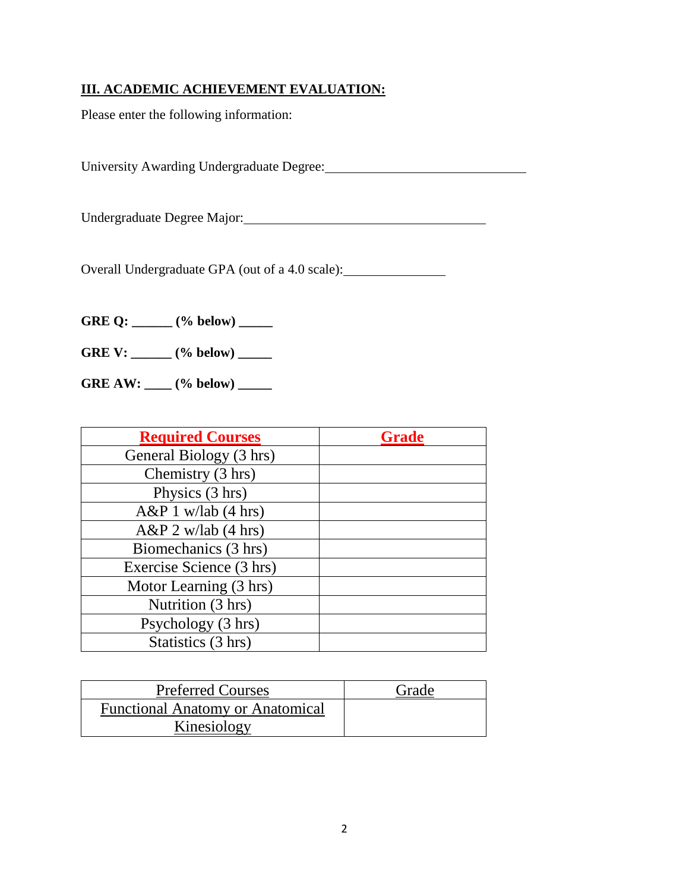## III. ACADEMIC ACHIEVEMENT EVALUATION:

Please enter the following information:

University Awarding Undergraduate Degree:______________________________

Undergraduate Degree Major:____________________________________

Overall Undergraduate GPA (out of a 4.0 scale):_______________

**GRE Q: ______ (% below) _____**

**GRE V: ______ (% below) _____**

**GRE AW: ____ (% below) _____**

| Required Courses | Grade |
|---|---|
| General Biology (3 hrs) | |
| Chemistry (3 hrs) | |
| Physics (3 hrs) | |
| A&P 1 w/lab (4 hrs) | |
| A&P 2 w/lab (4 hrs) | |
| Biomechanics (3 hrs) | |
| Exercise Science (3 hrs) | |
| Motor Learning (3 hrs) | |
| Nutrition (3 hrs) | |
| Psychology (3 hrs) | |
| Statistics (3 hrs) | |

| Preferred Courses | Grade |
|---|---|
| Functional Anatomy or Anatomical Kinesiology | |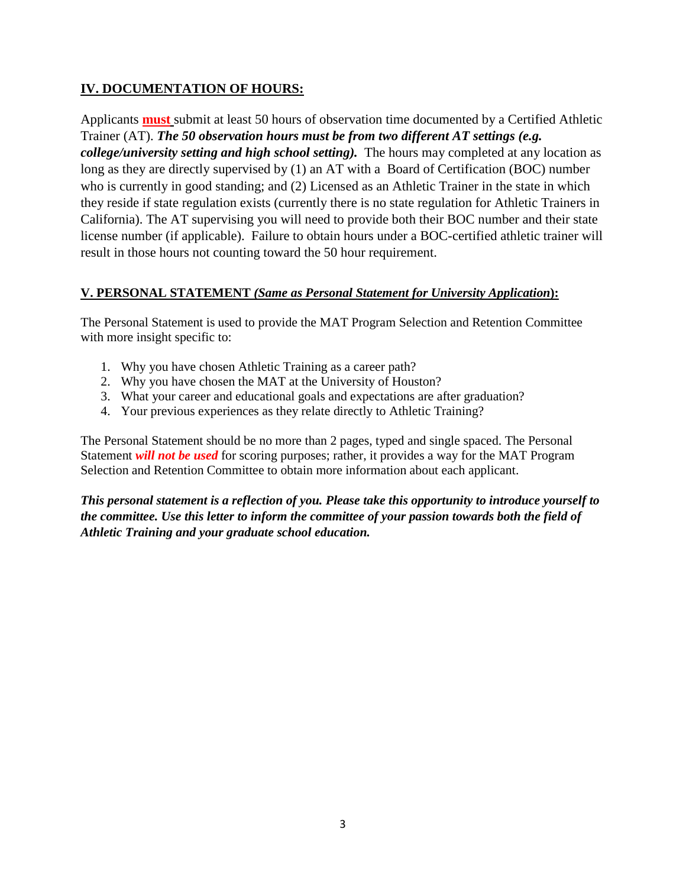## IV. DOCUMENTATION OF HOURS:

Applicants **must** submit at least 50 hours of observation time documented by a Certified Athletic Trainer (AT). ***The 50 observation hours must be from two different AT settings (e.g. college/university setting and high school setting).*** The hours may completed at any location as long as they are directly supervised by (1) an AT with a Board of Certification (BOC) number who is currently in good standing; and (2) Licensed as an Athletic Trainer in the state in which they reside if state regulation exists (currently there is no state regulation for Athletic Trainers in California). The AT supervising you will need to provide both their BOC number and their state license number (if applicable). Failure to obtain hours under a BOC-certified athletic trainer will result in those hours not counting toward the 50 hour requirement.

## V. PERSONAL STATEMENT *(Same as Personal Statement for University Application)*:

The Personal Statement is used to provide the MAT Program Selection and Retention Committee with more insight specific to:

1. Why you have chosen Athletic Training as a career path?
2. Why you have chosen the MAT at the University of Houston?
3. What your career and educational goals and expectations are after graduation?
4. Your previous experiences as they relate directly to Athletic Training?

The Personal Statement should be no more than 2 pages, typed and single spaced. The Personal Statement ***will not be used*** for scoring purposes; rather, it provides a way for the MAT Program Selection and Retention Committee to obtain more information about each applicant.

***This personal statement is a reflection of you. Please take this opportunity to introduce yourself to the committee. Use this letter to inform the committee of your passion towards both the field of Athletic Training and your graduate school education.***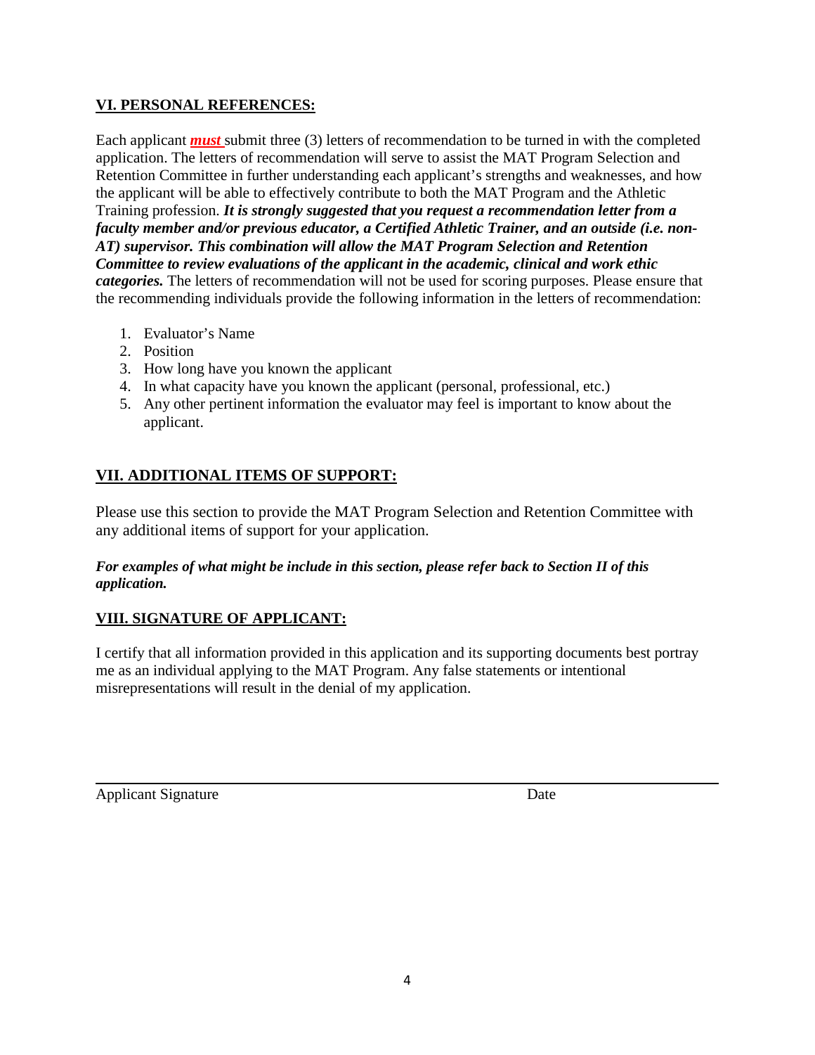## VI. PERSONAL REFERENCES:

Each applicant ***must*** submit three (3) letters of recommendation to be turned in with the completed application. The letters of recommendation will serve to assist the MAT Program Selection and Retention Committee in further understanding each applicant's strengths and weaknesses, and how the applicant will be able to effectively contribute to both the MAT Program and the Athletic Training profession. ***It is strongly suggested that you request a recommendation letter from a faculty member and/or previous educator, a Certified Athletic Trainer, and an outside (i.e. non-AT) supervisor. This combination will allow the MAT Program Selection and Retention Committee to review evaluations of the applicant in the academic, clinical and work ethic categories.*** The letters of recommendation will not be used for scoring purposes. Please ensure that the recommending individuals provide the following information in the letters of recommendation:

1. Evaluator's Name
2. Position
3. How long have you known the applicant
4. In what capacity have you known the applicant (personal, professional, etc.)
5. Any other pertinent information the evaluator may feel is important to know about the applicant.

## VII. ADDITIONAL ITEMS OF SUPPORT:

Please use this section to provide the MAT Program Selection and Retention Committee with any additional items of support for your application.

***For examples of what might be include in this section, please refer back to Section II of this application.***

## VIII. SIGNATURE OF APPLICANT:

I certify that all information provided in this application and its supporting documents best portray me as an individual applying to the MAT Program. Any false statements or intentional misrepresentations will result in the denial of my application.

\_\_\_\_\_\_\_\_\_\_\_\_\_\_\_\_\_\_\_\_\_\_\_\_\_\_\_\_\_\_\_\_\_\_\_\_\_\_\_\_\_\_\_\_\_\_\_\_\_\_\_\_\_\_\_\_\_\_\_\_

Applicant Signature                                        Date